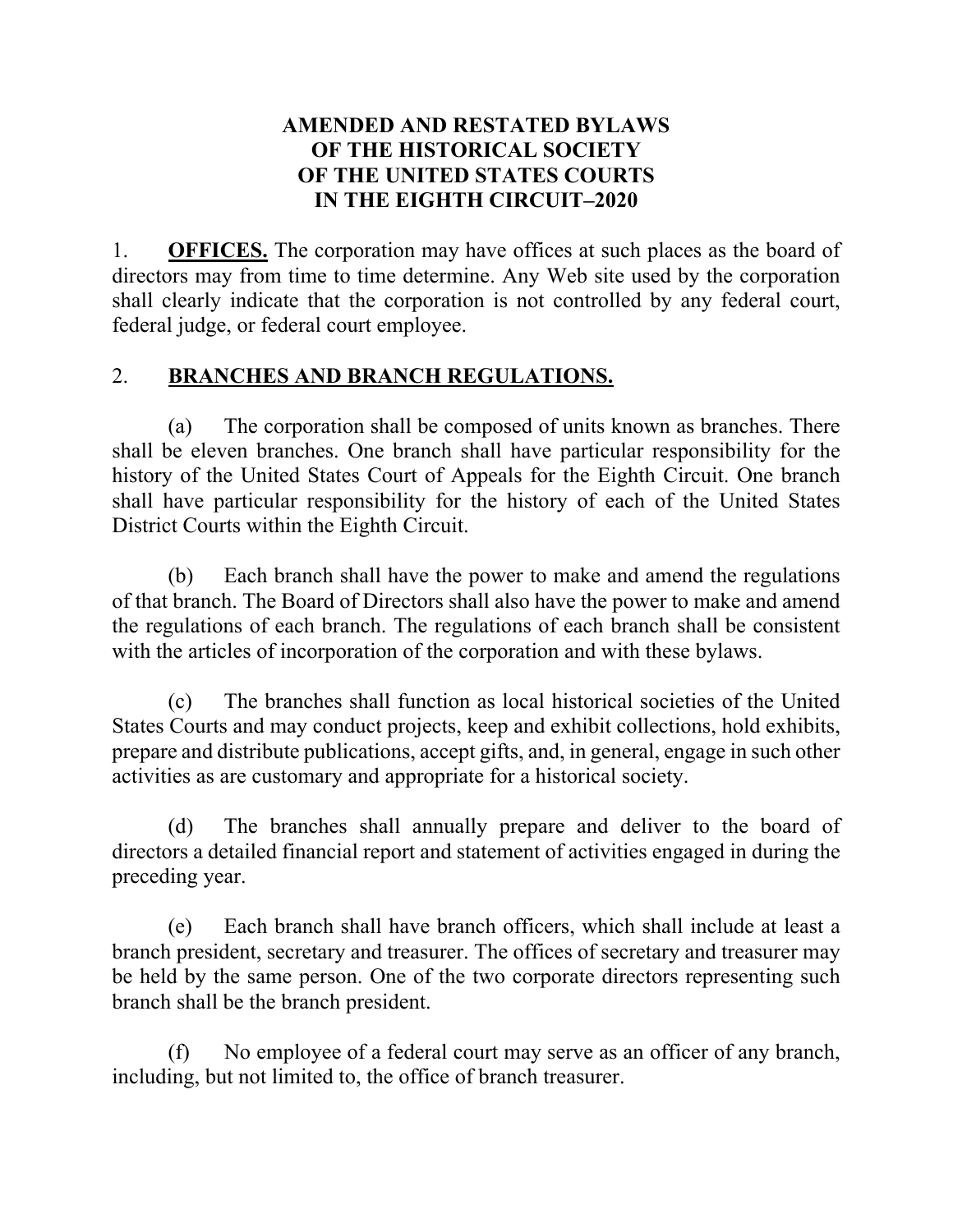# AMENDED AND RESTATED BYLAWS OF THE HISTORICAL SOCIETY OF THE UNITED STATES COURTS IN THE EIGHTH CIRCUIT–2020

1. **OFFICES.** The corporation may have offices at such places as the board of directors may from time to time determine. Any Web site used by the corporation shall clearly indicate that the corporation is not controlled by any federal court, federal judge, or federal court employee.

2. **BRANCHES AND BRANCH REGULATIONS.**

(a) The corporation shall be composed of units known as branches. There shall be eleven branches. One branch shall have particular responsibility for the history of the United States Court of Appeals for the Eighth Circuit. One branch shall have particular responsibility for the history of each of the United States District Courts within the Eighth Circuit.

(b) Each branch shall have the power to make and amend the regulations of that branch. The Board of Directors shall also have the power to make and amend the regulations of each branch. The regulations of each branch shall be consistent with the articles of incorporation of the corporation and with these bylaws.

(c) The branches shall function as local historical societies of the United States Courts and may conduct projects, keep and exhibit collections, hold exhibits, prepare and distribute publications, accept gifts, and, in general, engage in such other activities as are customary and appropriate for a historical society.

(d) The branches shall annually prepare and deliver to the board of directors a detailed financial report and statement of activities engaged in during the preceding year.

(e) Each branch shall have branch officers, which shall include at least a branch president, secretary and treasurer. The offices of secretary and treasurer may be held by the same person. One of the two corporate directors representing such branch shall be the branch president.

(f) No employee of a federal court may serve as an officer of any branch, including, but not limited to, the office of branch treasurer.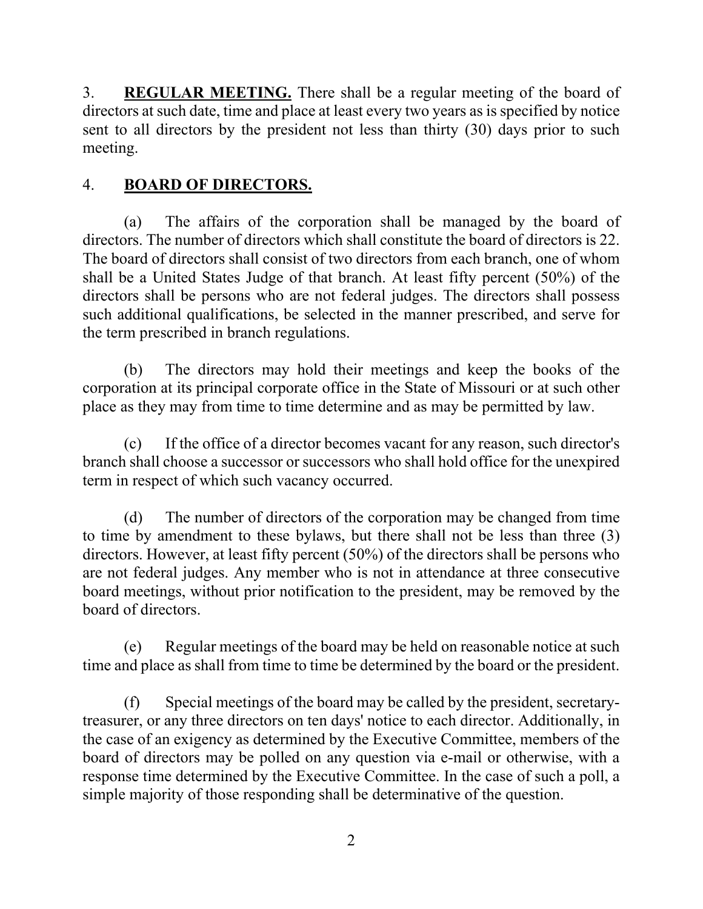3. **<u>REGULAR MEETING.</u>** There shall be a regular meeting of the board of directors at such date, time and place at least every two years as is specified by notice sent to all directors by the president not less than thirty (30) days prior to such meeting.

4. **<u>BOARD OF DIRECTORS.</u>**

(a) The affairs of the corporation shall be managed by the board of directors. The number of directors which shall constitute the board of directors is 22. The board of directors shall consist of two directors from each branch, one of whom shall be a United States Judge of that branch. At least fifty percent (50%) of the directors shall be persons who are not federal judges. The directors shall possess such additional qualifications, be selected in the manner prescribed, and serve for the term prescribed in branch regulations.

(b) The directors may hold their meetings and keep the books of the corporation at its principal corporate office in the State of Missouri or at such other place as they may from time to time determine and as may be permitted by law.

(c) If the office of a director becomes vacant for any reason, such director's branch shall choose a successor or successors who shall hold office for the unexpired term in respect of which such vacancy occurred.

(d) The number of directors of the corporation may be changed from time to time by amendment to these bylaws, but there shall not be less than three (3) directors. However, at least fifty percent (50%) of the directors shall be persons who are not federal judges. Any member who is not in attendance at three consecutive board meetings, without prior notification to the president, may be removed by the board of directors.

(e) Regular meetings of the board may be held on reasonable notice at such time and place as shall from time to time be determined by the board or the president.

(f) Special meetings of the board may be called by the president, secretary-treasurer, or any three directors on ten days' notice to each director. Additionally, in the case of an exigency as determined by the Executive Committee, members of the board of directors may be polled on any question via e-mail or otherwise, with a response time determined by the Executive Committee. In the case of such a poll, a simple majority of those responding shall be determinative of the question.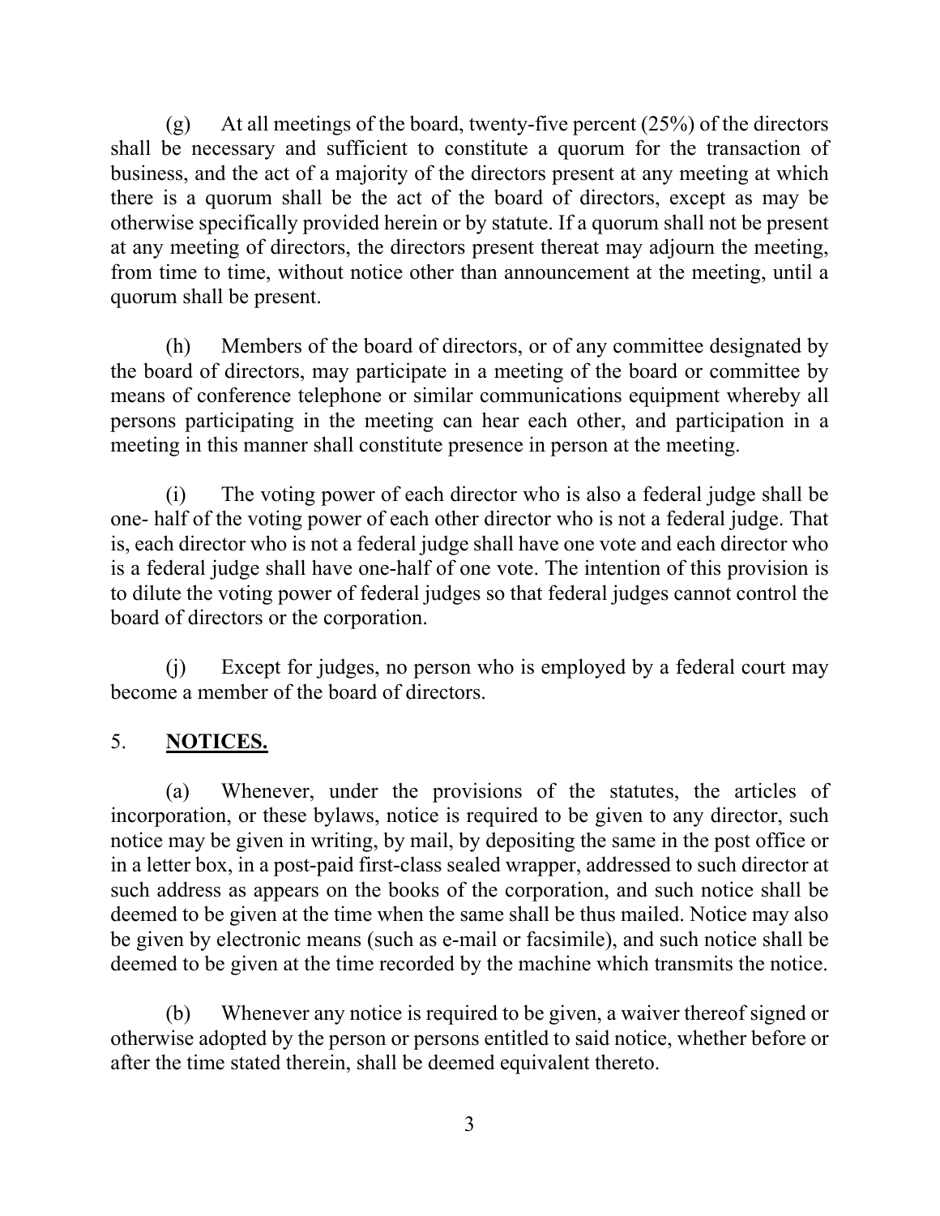(g) At all meetings of the board, twenty-five percent (25%) of the directors shall be necessary and sufficient to constitute a quorum for the transaction of business, and the act of a majority of the directors present at any meeting at which there is a quorum shall be the act of the board of directors, except as may be otherwise specifically provided herein or by statute. If a quorum shall not be present at any meeting of directors, the directors present thereat may adjourn the meeting, from time to time, without notice other than announcement at the meeting, until a quorum shall be present.

(h) Members of the board of directors, or of any committee designated by the board of directors, may participate in a meeting of the board or committee by means of conference telephone or similar communications equipment whereby all persons participating in the meeting can hear each other, and participation in a meeting in this manner shall constitute presence in person at the meeting.

(i) The voting power of each director who is also a federal judge shall be one- half of the voting power of each other director who is not a federal judge. That is, each director who is not a federal judge shall have one vote and each director who is a federal judge shall have one-half of one vote. The intention of this provision is to dilute the voting power of federal judges so that federal judges cannot control the board of directors or the corporation.

(j) Except for judges, no person who is employed by a federal court may become a member of the board of directors.

## 5. **NOTICES.**

(a) Whenever, under the provisions of the statutes, the articles of incorporation, or these bylaws, notice is required to be given to any director, such notice may be given in writing, by mail, by depositing the same in the post office or in a letter box, in a post-paid first-class sealed wrapper, addressed to such director at such address as appears on the books of the corporation, and such notice shall be deemed to be given at the time when the same shall be thus mailed. Notice may also be given by electronic means (such as e-mail or facsimile), and such notice shall be deemed to be given at the time recorded by the machine which transmits the notice.

(b) Whenever any notice is required to be given, a waiver thereof signed or otherwise adopted by the person or persons entitled to said notice, whether before or after the time stated therein, shall be deemed equivalent thereto.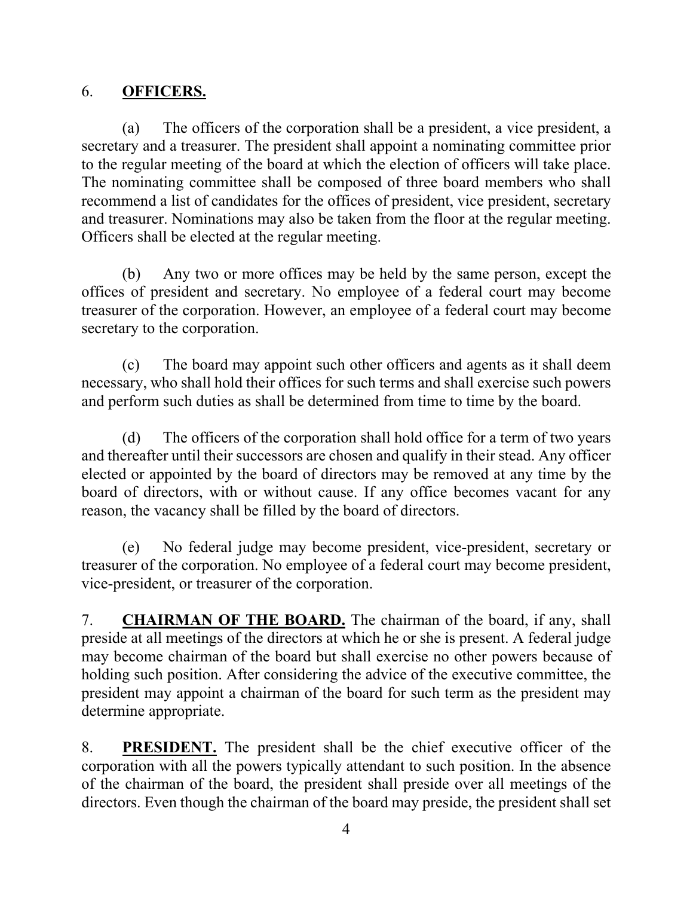## 6. **OFFICERS.**

(a) The officers of the corporation shall be a president, a vice president, a secretary and a treasurer. The president shall appoint a nominating committee prior to the regular meeting of the board at which the election of officers will take place. The nominating committee shall be composed of three board members who shall recommend a list of candidates for the offices of president, vice president, secretary and treasurer. Nominations may also be taken from the floor at the regular meeting. Officers shall be elected at the regular meeting.

(b) Any two or more offices may be held by the same person, except the offices of president and secretary. No employee of a federal court may become treasurer of the corporation. However, an employee of a federal court may become secretary to the corporation.

(c) The board may appoint such other officers and agents as it shall deem necessary, who shall hold their offices for such terms and shall exercise such powers and perform such duties as shall be determined from time to time by the board.

(d) The officers of the corporation shall hold office for a term of two years and thereafter until their successors are chosen and qualify in their stead. Any officer elected or appointed by the board of directors may be removed at any time by the board of directors, with or without cause. If any office becomes vacant for any reason, the vacancy shall be filled by the board of directors.

(e) No federal judge may become president, vice-president, secretary or treasurer of the corporation. No employee of a federal court may become president, vice-president, or treasurer of the corporation.

7. **CHAIRMAN OF THE BOARD.** The chairman of the board, if any, shall preside at all meetings of the directors at which he or she is present. A federal judge may become chairman of the board but shall exercise no other powers because of holding such position. After considering the advice of the executive committee, the president may appoint a chairman of the board for such term as the president may determine appropriate.

8. **PRESIDENT.** The president shall be the chief executive officer of the corporation with all the powers typically attendant to such position. In the absence of the chairman of the board, the president shall preside over all meetings of the directors. Even though the chairman of the board may preside, the president shall set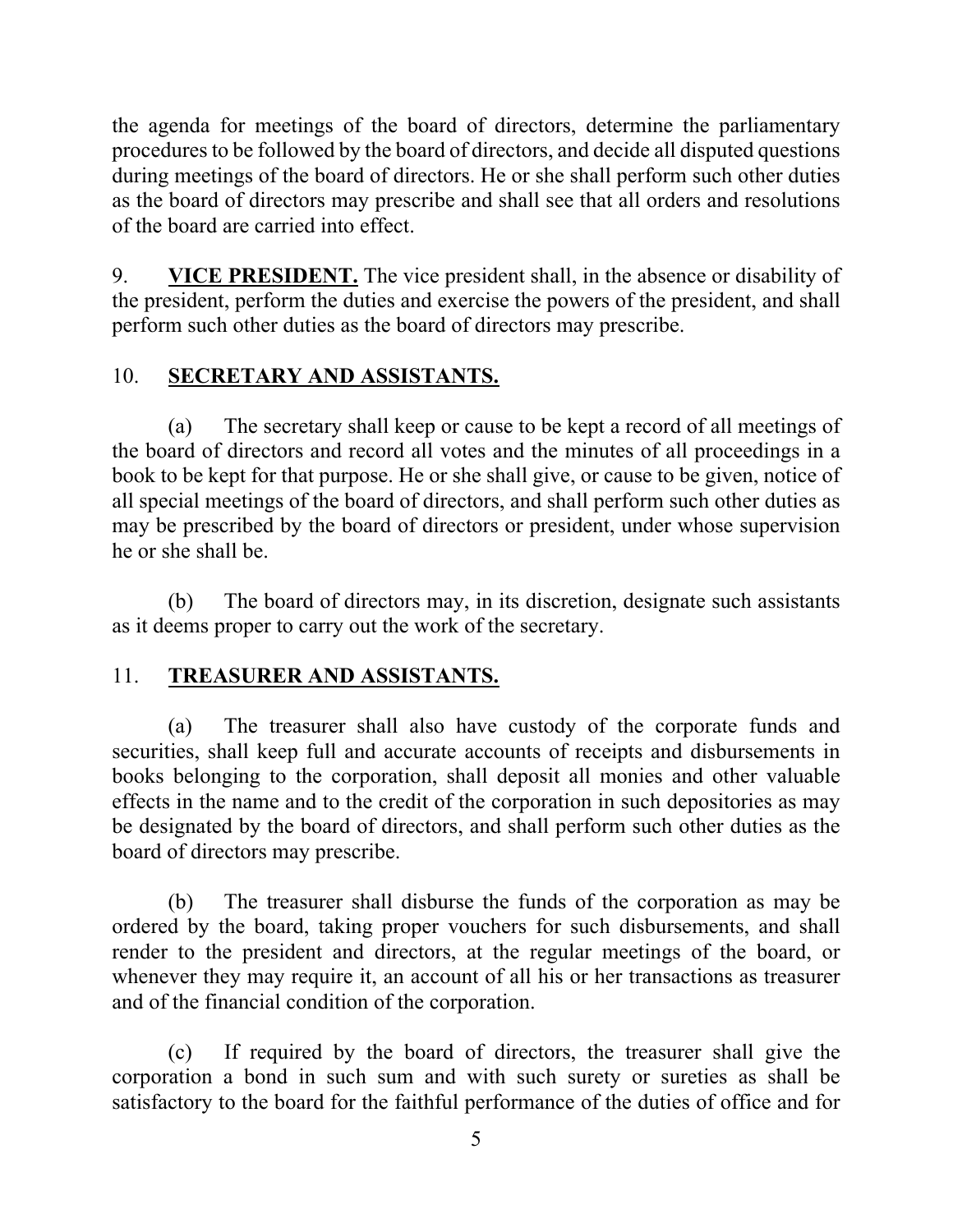the agenda for meetings of the board of directors, determine the parliamentary procedures to be followed by the board of directors, and decide all disputed questions during meetings of the board of directors. He or she shall perform such other duties as the board of directors may prescribe and shall see that all orders and resolutions of the board are carried into effect.

9. **VICE PRESIDENT.** The vice president shall, in the absence or disability of the president, perform the duties and exercise the powers of the president, and shall perform such other duties as the board of directors may prescribe.

10. **SECRETARY AND ASSISTANTS.**

(a) The secretary shall keep or cause to be kept a record of all meetings of the board of directors and record all votes and the minutes of all proceedings in a book to be kept for that purpose. He or she shall give, or cause to be given, notice of all special meetings of the board of directors, and shall perform such other duties as may be prescribed by the board of directors or president, under whose supervision he or she shall be.

(b) The board of directors may, in its discretion, designate such assistants as it deems proper to carry out the work of the secretary.

11. **TREASURER AND ASSISTANTS.**

(a) The treasurer shall also have custody of the corporate funds and securities, shall keep full and accurate accounts of receipts and disbursements in books belonging to the corporation, shall deposit all monies and other valuable effects in the name and to the credit of the corporation in such depositories as may be designated by the board of directors, and shall perform such other duties as the board of directors may prescribe.

(b) The treasurer shall disburse the funds of the corporation as may be ordered by the board, taking proper vouchers for such disbursements, and shall render to the president and directors, at the regular meetings of the board, or whenever they may require it, an account of all his or her transactions as treasurer and of the financial condition of the corporation.

(c) If required by the board of directors, the treasurer shall give the corporation a bond in such sum and with such surety or sureties as shall be satisfactory to the board for the faithful performance of the duties of office and for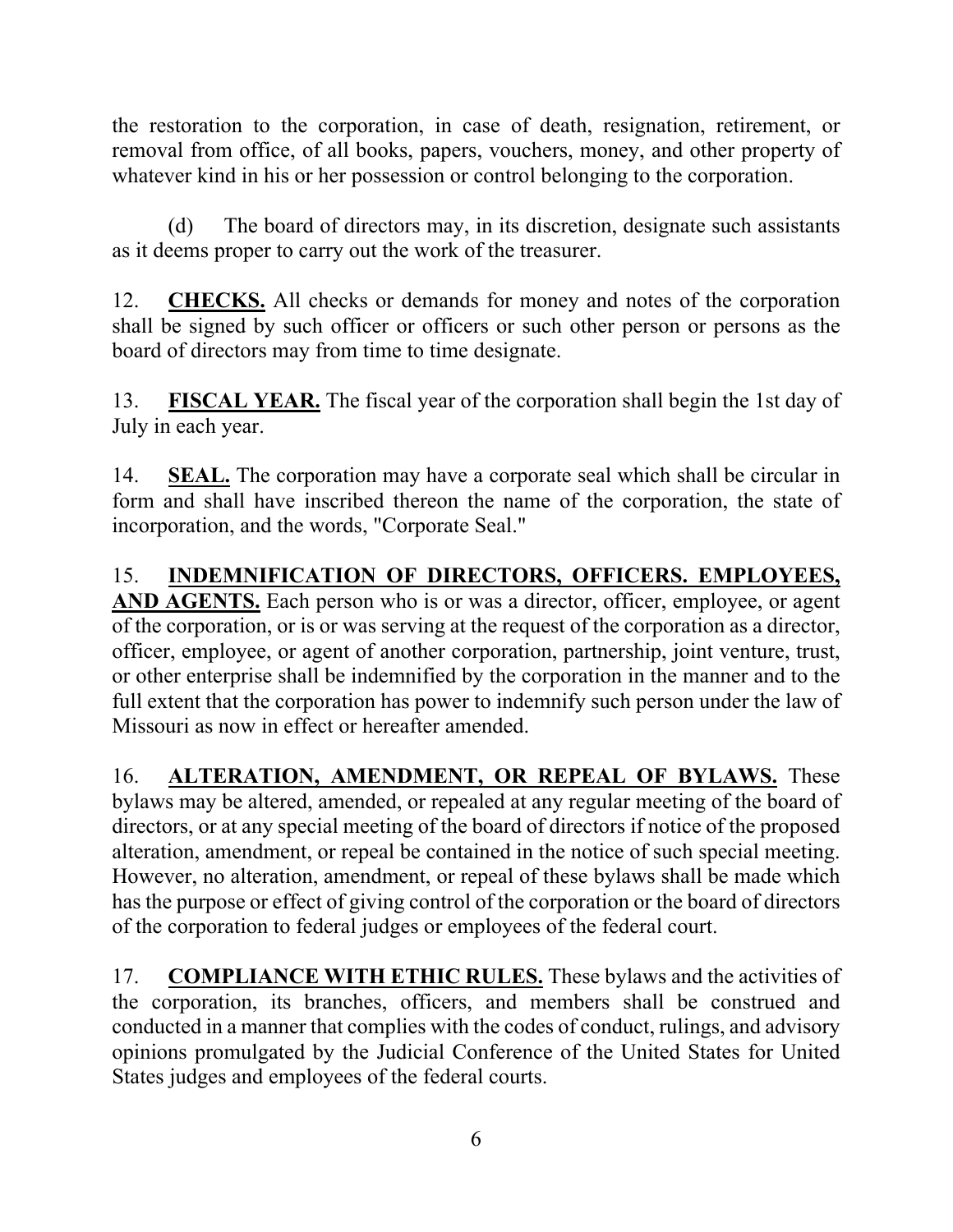the restoration to the corporation, in case of death, resignation, retirement, or removal from office, of all books, papers, vouchers, money, and other property of whatever kind in his or her possession or control belonging to the corporation.

(d) The board of directors may, in its discretion, designate such assistants as it deems proper to carry out the work of the treasurer.

12. **CHECKS.** All checks or demands for money and notes of the corporation shall be signed by such officer or officers or such other person or persons as the board of directors may from time to time designate.

13. **FISCAL YEAR.** The fiscal year of the corporation shall begin the 1st day of July in each year.

14. **SEAL.** The corporation may have a corporate seal which shall be circular in form and shall have inscribed thereon the name of the corporation, the state of incorporation, and the words, "Corporate Seal."

15. **INDEMNIFICATION OF DIRECTORS, OFFICERS. EMPLOYEES, AND AGENTS.** Each person who is or was a director, officer, employee, or agent of the corporation, or is or was serving at the request of the corporation as a director, officer, employee, or agent of another corporation, partnership, joint venture, trust, or other enterprise shall be indemnified by the corporation in the manner and to the full extent that the corporation has power to indemnify such person under the law of Missouri as now in effect or hereafter amended.

16. **ALTERATION, AMENDMENT, OR REPEAL OF BYLAWS.** These bylaws may be altered, amended, or repealed at any regular meeting of the board of directors, or at any special meeting of the board of directors if notice of the proposed alteration, amendment, or repeal be contained in the notice of such special meeting. However, no alteration, amendment, or repeal of these bylaws shall be made which has the purpose or effect of giving control of the corporation or the board of directors of the corporation to federal judges or employees of the federal court.

17. **COMPLIANCE WITH ETHIC RULES.** These bylaws and the activities of the corporation, its branches, officers, and members shall be construed and conducted in a manner that complies with the codes of conduct, rulings, and advisory opinions promulgated by the Judicial Conference of the United States for United States judges and employees of the federal courts.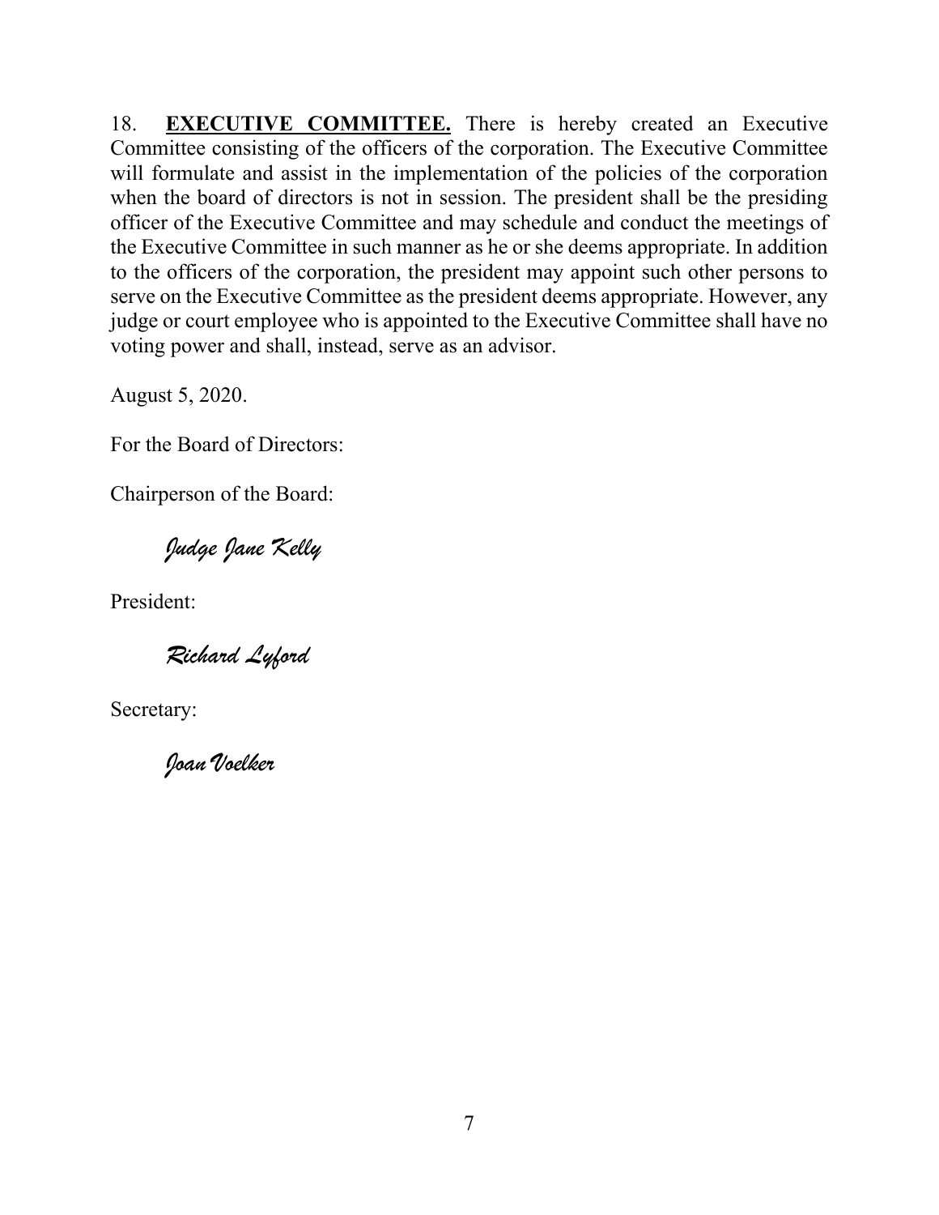18. **EXECUTIVE COMMITTEE.** There is hereby created an Executive Committee consisting of the officers of the corporation. The Executive Committee will formulate and assist in the implementation of the policies of the corporation when the board of directors is not in session. The president shall be the presiding officer of the Executive Committee and may schedule and conduct the meetings of the Executive Committee in such manner as he or she deems appropriate. In addition to the officers of the corporation, the president may appoint such other persons to serve on the Executive Committee as the president deems appropriate. However, any judge or court employee who is appointed to the Executive Committee shall have no voting power and shall, instead, serve as an advisor.

August 5, 2020.

For the Board of Directors:

Chairperson of the Board:

*Judge Jane Kelly*

President:

*Richard Lyford*

Secretary:

*Joan Voelker*